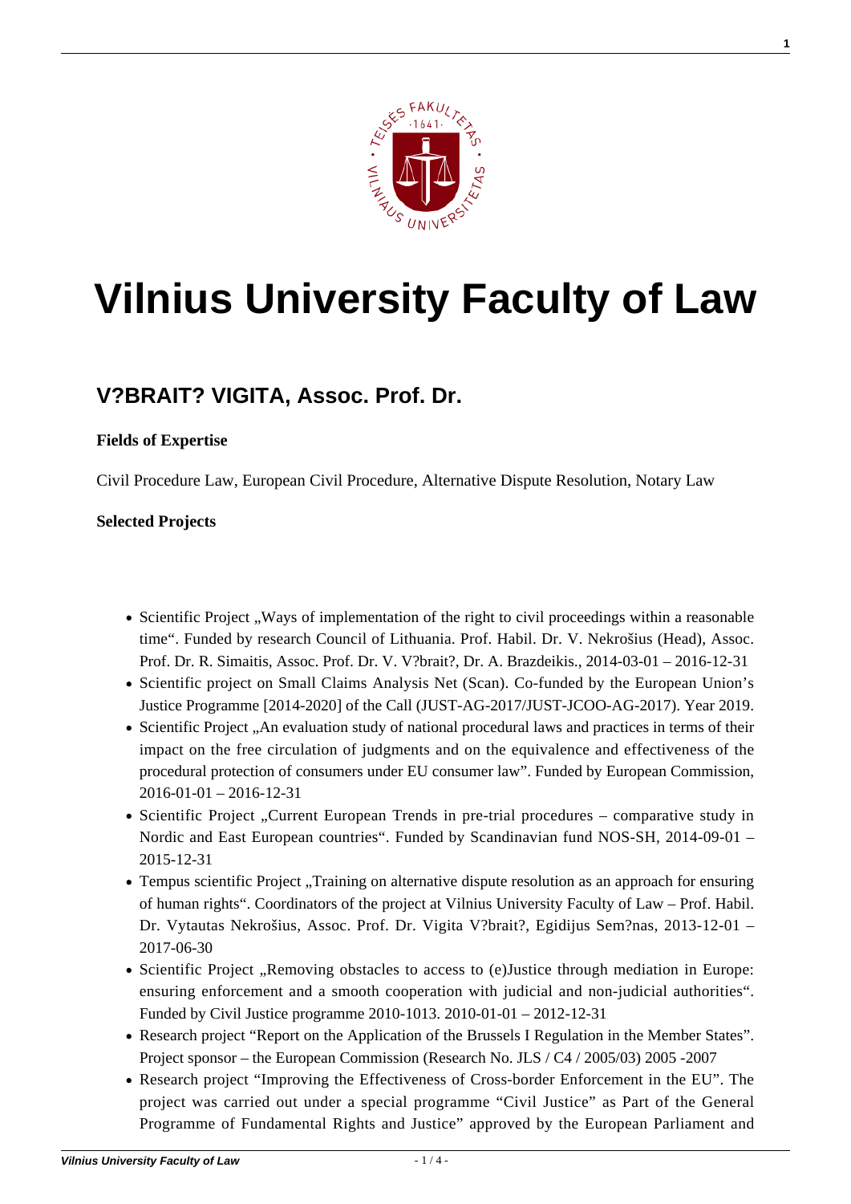# Vilnius University Faculty of Law

## V?BRAIT? VIGITA, Assoc. Prof. Dr.

**Fields of Expertise**

Civil Procedure Law, European Civil Procedure, Alternative Dispute Resolution, Notary Law

**Selected Projects**

- Scientific Project „Ways of implementation of the right to civil proceedings within a reasonable time". Funded by research Council of Lithuania. Prof. Habil. Dr. V. Nekrošius (Head), Assoc. Prof. Dr. R. Simaitis, Assoc. Prof. Dr. V. V?brait?, Dr. A. Brazdeikis., 2014-03-01 – 2016-12-31
- Scientific project on Small Claims Analysis Net (Scan). Co-funded by the European Union's Justice Programme [2014-2020] of the Call (JUST-AG-2017/JUST-JCOO-AG-2017). Year 2019.
- Scientific Project „An evaluation study of national procedural laws and practices in terms of their impact on the free circulation of judgments and on the equivalence and effectiveness of the procedural protection of consumers under EU consumer law". Funded by European Commission, 2016-01-01 – 2016-12-31
- Scientific Project „Current European Trends in pre-trial procedures – comparative study in Nordic and East European countries". Funded by Scandinavian fund NOS-SH, 2014-09-01 – 2015-12-31
- Tempus scientific Project „Training on alternative dispute resolution as an approach for ensuring of human rights". Coordinators of the project at Vilnius University Faculty of Law – Prof. Habil. Dr. Vytautas Nekrošius, Assoc. Prof. Dr. Vigita V?brait?, Egidijus Sem?nas, 2013-12-01 – 2017-06-30
- Scientific Project „Removing obstacles to access to (e)Justice through mediation in Europe: ensuring enforcement and a smooth cooperation with judicial and non-judicial authorities". Funded by Civil Justice programme 2010-1013. 2010-01-01 – 2012-12-31
- Research project "Report on the Application of the Brussels I Regulation in the Member States". Project sponsor – the European Commission (Research No. JLS / C4 / 2005/03) 2005 -2007
- Research project "Improving the Effectiveness of Cross-border Enforcement in the EU". The project was carried out under a special programme "Civil Justice" as Part of the General Programme of Fundamental Rights and Justice" approved by the European Parliament and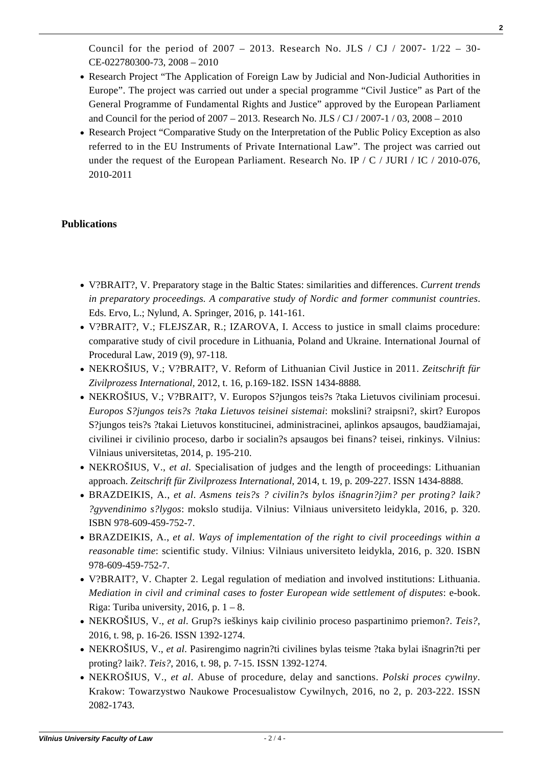Council for the period of 2007 – 2013. Research No. JLS / CJ / 2007- 1/22 – 30-CE-022780300-73, 2008 – 2010

- Research Project "The Application of Foreign Law by Judicial and Non-Judicial Authorities in Europe". The project was carried out under a special programme "Civil Justice" as Part of the General Programme of Fundamental Rights and Justice" approved by the European Parliament and Council for the period of 2007 – 2013. Research No. JLS / CJ / 2007-1 / 03, 2008 – 2010
- Research Project "Comparative Study on the Interpretation of the Public Policy Exception as also referred to in the EU Instruments of Private International Law". The project was carried out under the request of the European Parliament. Research No. IP / C / JURI / IC / 2010-076, 2010-2011

**Publications**

- V?BRAIT?, V. Preparatory stage in the Baltic States: similarities and differences. *Current trends in preparatory proceedings. A comparative study of Nordic and former communist countries*. Eds. Ervo, L.; Nylund, A. Springer, 2016, p. 141-161.
- V?BRAIT?, V.; FLEJSZAR, R.; IZAROVA, I. Access to justice in small claims procedure: comparative study of civil procedure in Lithuania, Poland and Ukraine. International Journal of Procedural Law, 2019 (9), 97-118.
- NEKROŠIUS, V.; V?BRAIT?, V. Reform of Lithuanian Civil Justice in 2011. *Zeitschrift für Zivilprozess International*, 2012, t. 16, p.169-182. ISSN 1434-8888.
- NEKROŠIUS, V.; V?BRAIT?, V. Europos S?jungos teis?s ?taka Lietuvos civiliniam procesui. *Europos S?jungos teis?s ?taka Lietuvos teisinei sistemai*: mokslini? straipsni?, skirt? Europos S?jungos teis?s ?takai Lietuvos konstitucinei, administracinei, aplinkos apsaugos, baudžiamajai, civilinei ir civilinio proceso, darbo ir socialin?s apsaugos bei finans? teisei, rinkinys. Vilnius: Vilniaus universitetas, 2014, p. 195-210.
- NEKROŠIUS, V., *et al*. Specialisation of judges and the length of proceedings: Lithuanian approach. *Zeitschrift für Zivilprozess International*, 2014, t. 19, p. 209-227. ISSN 1434-8888.
- BRAZDEIKIS, A., *et al*. *Asmens teis?s ? civilin?s bylos išnagrin?jim? per proting? laik? ?gyvendinimo s?lygos*: mokslo studija. Vilnius: Vilniaus universiteto leidykla, 2016, p. 320. ISBN 978-609-459-752-7.
- BRAZDEIKIS, A., *et al*. *Ways of implementation of the right to civil proceedings within a reasonable time*: scientific study. Vilnius: Vilniaus universiteto leidykla, 2016, p. 320. ISBN 978-609-459-752-7.
- V?BRAIT?, V. Chapter 2. Legal regulation of mediation and involved institutions: Lithuania. *Mediation in civil and criminal cases to foster European wide settlement of disputes*: e-book. Riga: Turiba university, 2016, p. 1 – 8.
- NEKROŠIUS, V., *et al*. Grup?s ieškinys kaip civilinio proceso paspartinimo priemon?. *Teis?*, 2016, t. 98, p. 16-26. ISSN 1392-1274.
- NEKROŠIUS, V., *et al*. Pasirengimo nagrin?ti civilines bylas teisme ?taka bylai išnagrin?ti per proting? laik?. *Teis?*, 2016, t. 98, p. 7-15. ISSN 1392-1274.
- NEKROŠIUS, V., *et al*. Abuse of procedure, delay and sanctions. *Polski proces cywilny*. Krakow: Towarzystwo Naukowe Procesualistow Cywilnych, 2016, no 2, p. 203-222. ISSN 2082-1743.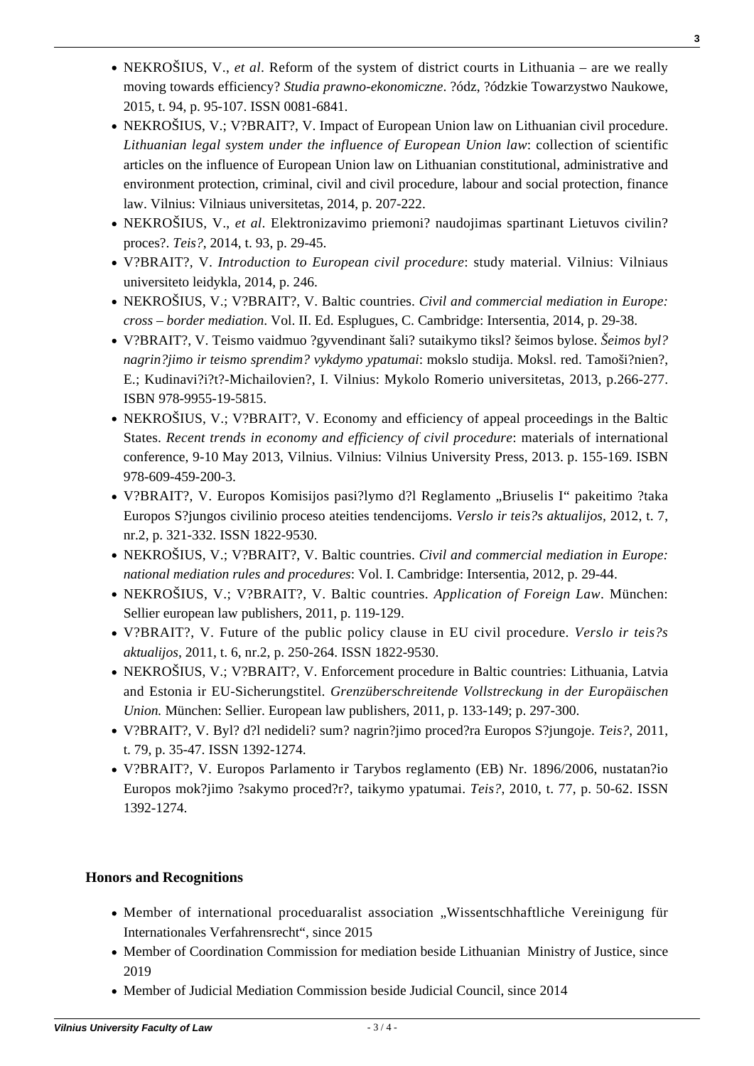- NEKROŠIUS, V., *et al*. Reform of the system of district courts in Lithuania – are we really moving towards efficiency? *Studia prawno-ekonomiczne*. ?ódz, ?ódzkie Towarzystwo Naukowe, 2015, t. 94, p. 95-107. ISSN 0081-6841.
- NEKROŠIUS, V.; V?BRAIT?, V. Impact of European Union law on Lithuanian civil procedure. *Lithuanian legal system under the influence of European Union law*: collection of scientific articles on the influence of European Union law on Lithuanian constitutional, administrative and environment protection, criminal, civil and civil procedure, labour and social protection, finance law. Vilnius: Vilniaus universitetas, 2014, p. 207-222.
- NEKROŠIUS, V., *et al*. Elektronizavimo priemoni? naudojimas spartinant Lietuvos civilin? proces?. *Teis?*, 2014, t. 93, p. 29-45.
- V?BRAIT?, V. *Introduction to European civil procedure*: study material. Vilnius: Vilniaus universiteto leidykla, 2014, p. 246.
- NEKROŠIUS, V.; V?BRAIT?, V. Baltic countries. *Civil and commercial mediation in Europe: cross – border mediation*. Vol. II. Ed. Esplugues, C. Cambridge: Intersentia, 2014, p. 29-38.
- V?BRAIT?, V. Teismo vaidmuo ?gyvendinant šali? sutaikymo tiksl? šeimos bylose. *Šeimos byl? nagrin?jimo ir teismo sprendim? vykdymo ypatumai*: mokslo studija. Moksl. red. Tamoši?nien?, E.; Kudinavi?i?t?-Michailovien?, I. Vilnius: Mykolo Romerio universitetas, 2013, p.266-277. ISBN 978-9955-19-5815.
- NEKROŠIUS, V.; V?BRAIT?, V. Economy and efficiency of appeal proceedings in the Baltic States. *Recent trends in economy and efficiency of civil procedure*: materials of international conference, 9-10 May 2013, Vilnius. Vilnius: Vilnius University Press, 2013. p. 155-169. ISBN 978-609-459-200-3.
- V?BRAIT?, V. Europos Komisijos pasi?lymo d?l Reglamento „Briuselis I" pakeitimo ?taka Europos S?jungos civilinio proceso ateities tendencijoms. *Verslo ir teis?s aktualijos*, 2012, t. 7, nr.2, p. 321-332. ISSN 1822-9530.
- NEKROŠIUS, V.; V?BRAIT?, V. Baltic countries. *Civil and commercial mediation in Europe: national mediation rules and procedures*: Vol. I. Cambridge: Intersentia, 2012, p. 29-44.
- NEKROŠIUS, V.; V?BRAIT?, V. Baltic countries. *Application of Foreign Law*. München: Sellier european law publishers, 2011, p. 119-129.
- V?BRAIT?, V. Future of the public policy clause in EU civil procedure. *Verslo ir teis?s aktualijos*, 2011, t. 6, nr.2, p. 250-264. ISSN 1822-9530.
- NEKROŠIUS, V.; V?BRAIT?, V. Enforcement procedure in Baltic countries: Lithuania, Latvia and Estonia ir EU-Sicherungstitel. *Grenzüberschreitende Vollstreckung in der Europäischen Union.* München: Sellier. European law publishers, 2011, p. 133-149; p. 297-300.
- V?BRAIT?, V. Byl? d?l nedideli? sum? nagrin?jimo proced?ra Europos S?jungoje. *Teis?*, 2011, t. 79, p. 35-47. ISSN 1392-1274.
- V?BRAIT?, V. Europos Parlamento ir Tarybos reglamento (EB) Nr. 1896/2006, nustatan?io Europos mok?jimo ?sakymo proced?r?, taikymo ypatumai. *Teis?*, 2010, t. 77, p. 50-62. ISSN 1392-1274.

**Honors and Recognitions**

- Member of international proceduaralist association „Wissentschhaftliche Vereinigung für Internationales Verfahrensrecht", since 2015
- Member of Coordination Commission for mediation beside Lithuanian Ministry of Justice, since 2019
- Member of Judicial Mediation Commission beside Judicial Council, since 2014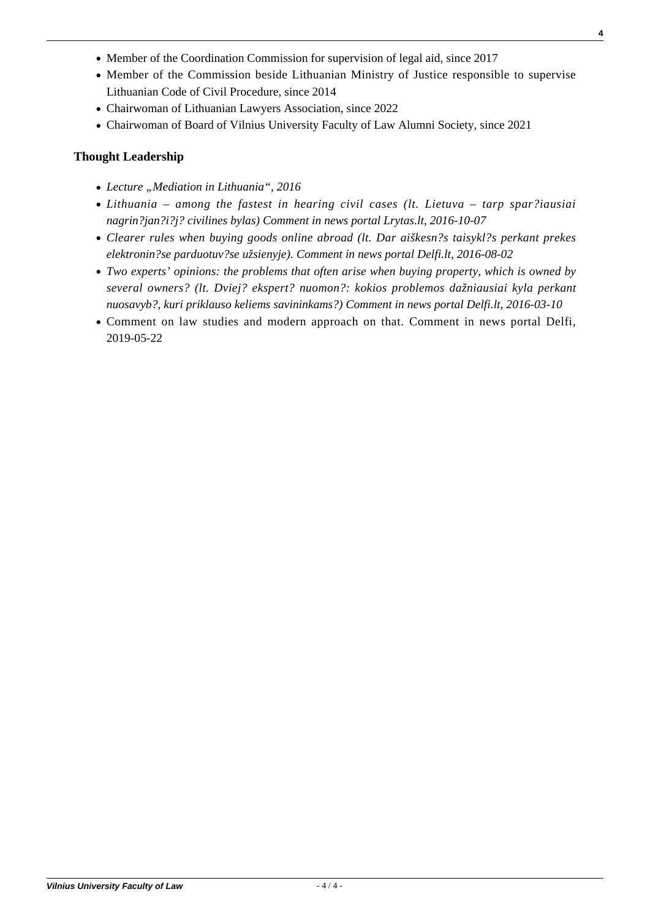- Member of the Coordination Commission for supervision of legal aid, since 2017
- Member of the Commission beside Lithuanian Ministry of Justice responsible to supervise Lithuanian Code of Civil Procedure, since 2014
- Chairwoman of Lithuanian Lawyers Association, since 2022
- Chairwoman of Board of Vilnius University Faculty of Law Alumni Society, since 2021

### Thought Leadership

- *Lecture „Mediation in Lithuania“, 2016*
- *Lithuania – among the fastest in hearing civil cases (lt. Lietuva – tarp spar?iausiai nagrin?jan?i?j? civilines bylas) Comment in news portal Lrytas.lt, 2016-10-07*
- *Clearer rules when buying goods online abroad (lt. Dar aiškesn?s taisykl?s perkant prekes elektronin?se parduotuv?se užsienyje). Comment in news portal Delfi.lt, 2016-08-02*
- *Two experts' opinions: the problems that often arise when buying property, which is owned by several owners? (lt. Dviej? ekspert? nuomon?: kokios problemos dažniausiai kyla perkant nuosavyb?, kuri priklauso keliems savininkams?) Comment in news portal Delfi.lt, 2016-03-10*
- Comment on law studies and modern approach on that. Comment in news portal Delfi, 2019-05-22